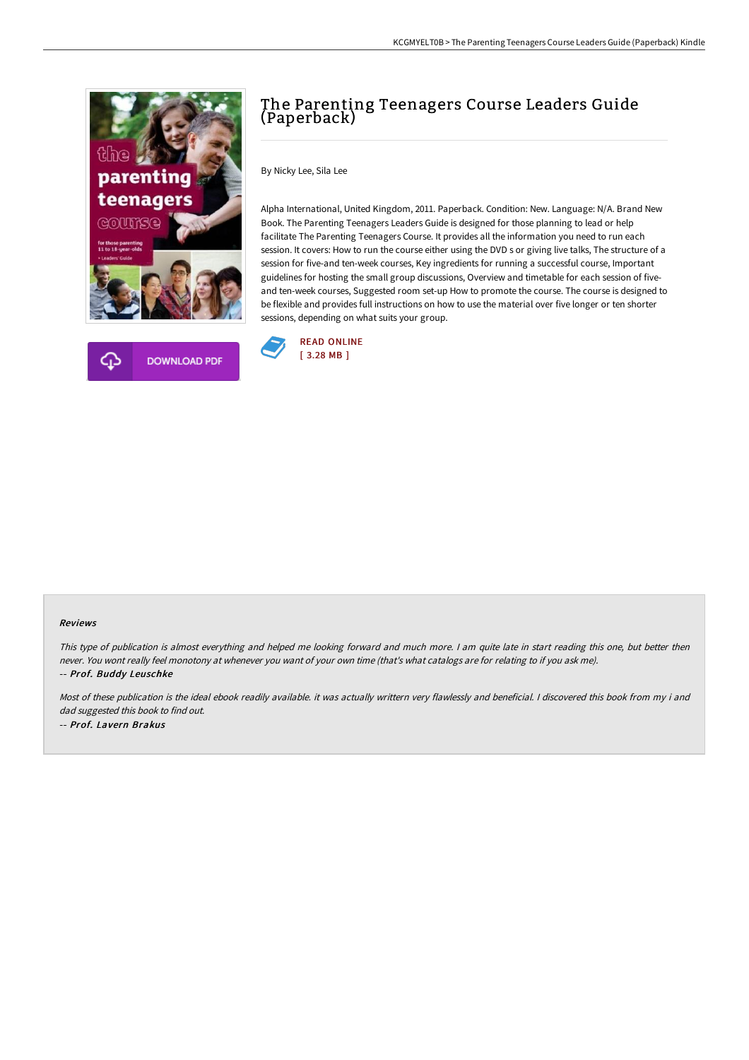# The Parenting Teenagers Course Leaders Guide (Paperback)

By Nicky Lee, Sila Lee

Alpha International, United Kingdom, 2011. Paperback. Condition: New. Language: N/A. Brand New Book. The Parenting Teenagers Leaders Guide is designed for those planning to lead or help facilitate The Parenting Teenagers Course. It provides all the information you need to run each session. It covers: How to run the course either using the DVD s or giving live talks, The structure of a session for five-and ten-week courses, Key ingredients for running a successful course, Important guidelines for hosting the small group discussions, Overview and timetable for each session of five- and ten-week courses, Suggested room set-up How to promote the course. The course is designed to be flexible and provides full instructions on how to use the material over five longer or ten shorter sessions, depending on what suits your group.

DOWNLOAD PDF

READ ONLINE
[ 3.28 MB ]

## Reviews

*This type of publication is almost everything and helped me looking forward and much more. I am quite late in start reading this one, but better then never. You wont really feel monotony at whenever you want of your own time (that's what catalogs are for relating to if you ask me).*

*-- Prof. Buddy Leuschke*

*Most of these publication is the ideal ebook readily available. it was actually writtern very flawlessly and beneficial. I discovered this book from my i and dad suggested this book to find out.*

*-- Prof. Lavern Brakus*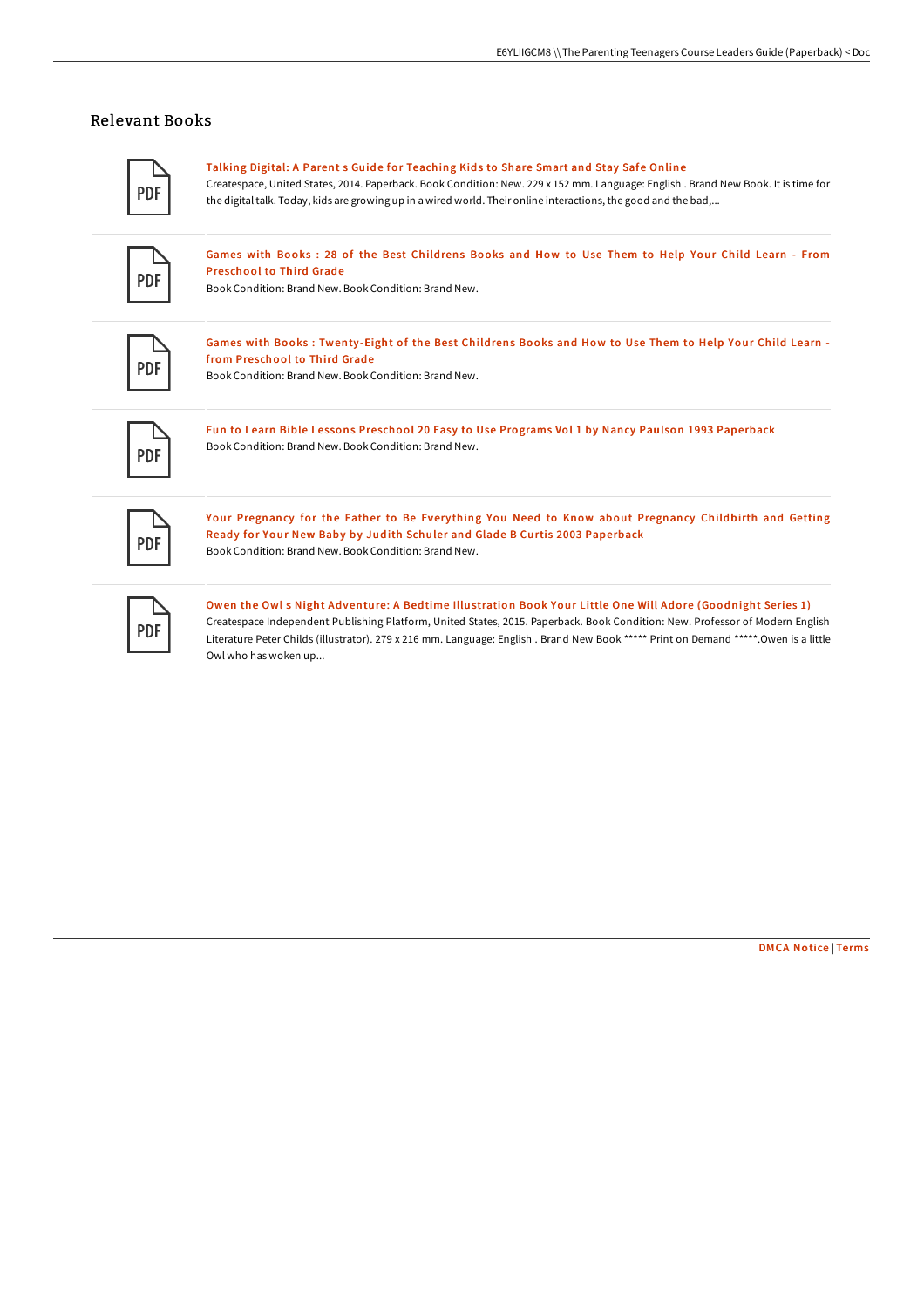## Relevant Books

PDF

**Talking Digital: A Parent s Guide for Teaching Kids to Share Smart and Stay Safe Online**

Createspace, United States, 2014. Paperback. Book Condition: New. 229 x 152 mm. Language: English . Brand New Book. It is time for the digital talk. Today, kids are growing up in a wired world. Their online interactions, the good and the bad,...

PDF

**Games with Books : 28 of the Best Childrens Books and How to Use Them to Help Your Child Learn - From Preschool to Third Grade**

Book Condition: Brand New. Book Condition: Brand New.

PDF

**Games with Books : Twenty-Eight of the Best Childrens Books and How to Use Them to Help Your Child Learn - from Preschool to Third Grade**

Book Condition: Brand New. Book Condition: Brand New.

PDF

**Fun to Learn Bible Lessons Preschool 20 Easy to Use Programs Vol 1 by Nancy Paulson 1993 Paperback**

Book Condition: Brand New. Book Condition: Brand New.

PDF

**Your Pregnancy for the Father to Be Everything You Need to Know about Pregnancy Childbirth and Getting Ready for Your New Baby by Judith Schuler and Glade B Curtis 2003 Paperback**

Book Condition: Brand New. Book Condition: Brand New.

PDF

**Owen the Owl s Night Adventure: A Bedtime Illustration Book Your Little One Will Adore (Goodnight Series 1)**

Createspace Independent Publishing Platform, United States, 2015. Paperback. Book Condition: New. Professor of Modern English Literature Peter Childs (illustrator). 279 x 216 mm. Language: English . Brand New Book ***** Print on Demand *****.Owen is a little Owl who has woken up...

DMCA Notice | Terms